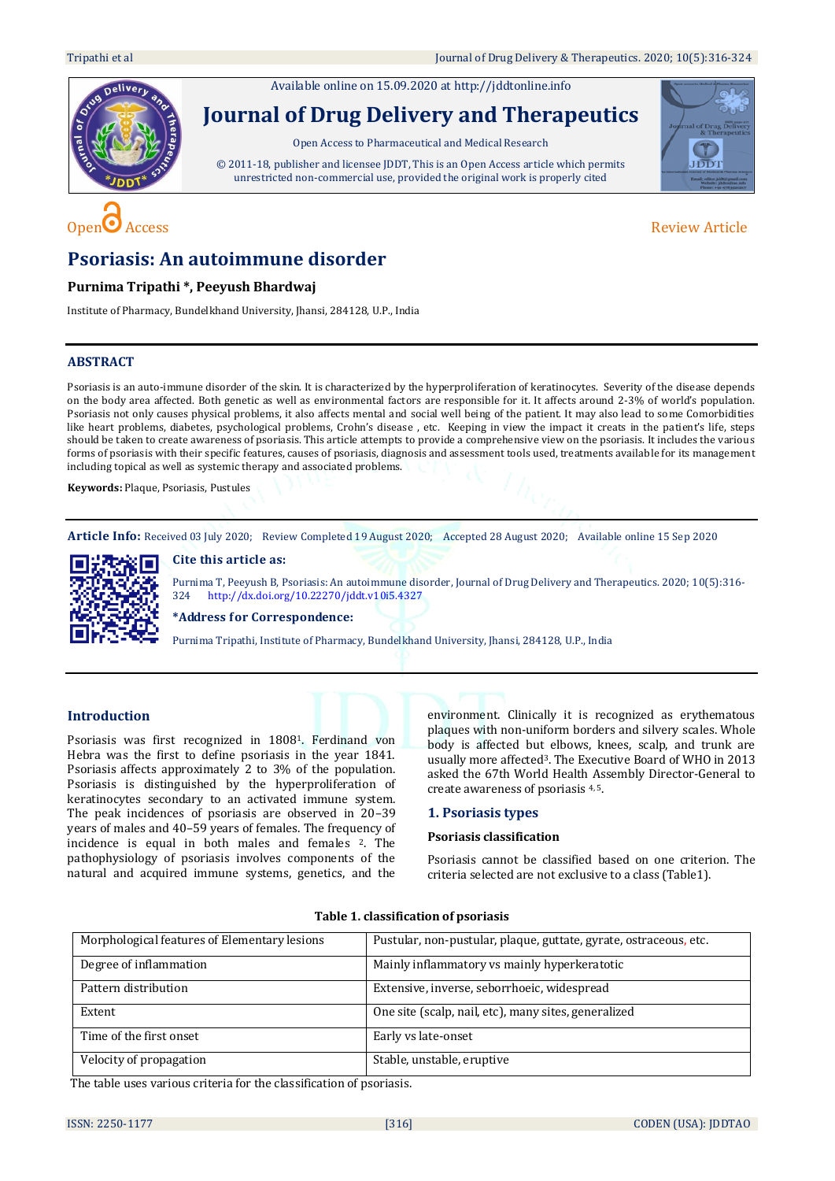Available online on 15.09.2020 at http://jddtonline.info

# Journal of Drug Delivery and Therapeutics

Open Access to Pharmaceutical and Medical Research

© 2011-18, publisher and licensee JDDT, This is an Open Access article which permits unrestricted non-commercial use, provided the original work is properly cited

Open Access | Review Article

# Psoriasis: An autoimmune disorder

**Purnima Tripathi \*, Peeyush Bhardwaj**

Institute of Pharmacy, Bundelkhand University, Jhansi, 284128, U.P., India

## ABSTRACT

Psoriasis is an auto-immune disorder of the skin. It is characterized by the hyperproliferation of keratinocytes. Severity of the disease depends on the body area affected. Both genetic as well as environmental factors are responsible for it. It affects around 2-3% of world's population. Psoriasis not only causes physical problems, it also affects mental and social well being of the patient. It may also lead to some Comorbidities like heart problems, diabetes, psychological problems, Crohn's disease , etc. Keeping in view the impact it creats in the patient's life, steps should be taken to create awareness of psoriasis. This article attempts to provide a comprehensive view on the psoriasis. It includes the various forms of psoriasis with their specific features, causes of psoriasis, diagnosis and assessment tools used, treatments available for its management including topical as well as systemic therapy and associated problems.

**Keywords:** Plaque, Psoriasis, Pustules

**Article Info:** Received 03 July 2020; Review Completed 19 August 2020; Accepted 28 August 2020; Available online 15 Sep 2020

**Cite this article as:**

Purnima T, Peeyush B, Psoriasis: An autoimmune disorder, Journal of Drug Delivery and Therapeutics. 2020; 10(5):316-324 http://dx.doi.org/10.22270/jddt.v10i5.4327

**\*Address for Correspondence:**

Purnima Tripathi, Institute of Pharmacy, Bundelkhand University, Jhansi, 284128, U.P., India

## Introduction

Psoriasis was first recognized in 1808[1]. Ferdinand von Hebra was the first to define psoriasis in the year 1841. Psoriasis affects approximately 2 to 3% of the population. Psoriasis is distinguished by the hyperproliferation of keratinocytes secondary to an activated immune system. The peak incidences of psoriasis are observed in 20–39 years of males and 40–59 years of females. The frequency of incidence is equal in both males and females [2]. The pathophysiology of psoriasis involves components of the natural and acquired immune systems, genetics, and the environment. Clinically it is recognized as erythematous plaques with non-uniform borders and silvery scales. Whole body is affected but elbows, knees, scalp, and trunk are usually more affected[3]. The Executive Board of WHO in 2013 asked the 67th World Health Assembly Director-General to create awareness of psoriasis [4,5].

## 1. Psoriasis types

### Psoriasis classification

Psoriasis cannot be classified based on one criterion. The criteria selected are not exclusive to a class (Table1).

**Table 1. classification of psoriasis**

| | |
|---|---|
| Morphological features of Elementary lesions | Pustular, non-pustular, plaque, guttate, gyrate, ostraceous, etc. |
| Degree of inflammation | Mainly inflammatory vs mainly hyperkeratotic |
| Pattern distribution | Extensive, inverse, seborrhoeic, widespread |
| Extent | One site (scalp, nail, etc), many sites, generalized |
| Time of the first onset | Early vs late-onset |
| Velocity of propagation | Stable, unstable, eruptive |

The table uses various criteria for the classification of psoriasis.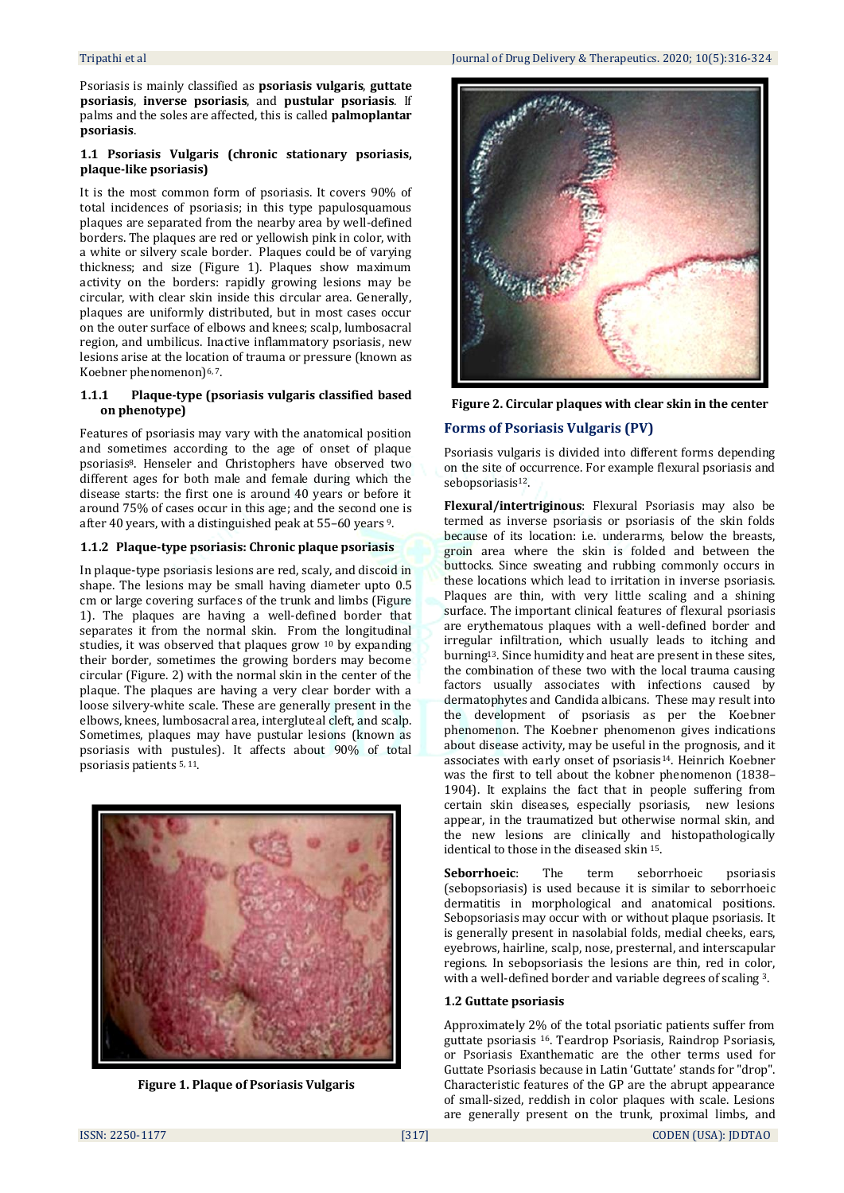Psoriasis is mainly classified as **psoriasis vulgaris**, **guttate psoriasis**, **inverse psoriasis**, and **pustular psoriasis**. If palms and the soles are affected, this is called **palmoplantar psoriasis**.

### 1.1 Psoriasis Vulgaris (chronic stationary psoriasis, plaque-like psoriasis)

It is the most common form of psoriasis. It covers 90% of total incidences of psoriasis; in this type papulosquamous plaques are separated from the nearby area by well-defined borders. The plaques are red or yellowish pink in color, with a white or silvery scale border. Plaques could be of varying thickness; and size (Figure 1). Plaques show maximum activity on the borders: rapidly growing lesions may be circular, with clear skin inside this circular area. Generally, plaques are uniformly distributed, but in most cases occur on the outer surface of elbows and knees; scalp, lumbosacral region, and umbilicus. Inactive inflammatory psoriasis, new lesions arise at the location of trauma or pressure (known as Koebner phenomenon)[6, 7].

#### 1.1.1 Plaque-type (psoriasis vulgaris classified based on phenotype)

Features of psoriasis may vary with the anatomical position and sometimes according to the age of onset of plaque psoriasis[8]. Henseler and Christophers have observed two different ages for both male and female during which the disease starts: the first one is around 40 years or before it around 75% of cases occur in this age; and the second one is after 40 years, with a distinguished peak at 55–60 years [9].

#### 1.1.2 Plaque-type psoriasis: Chronic plaque psoriasis

In plaque-type psoriasis lesions are red, scaly, and discoid in shape. The lesions may be small having diameter upto 0.5 cm or large covering surfaces of the trunk and limbs (Figure 1). The plaques are having a well-defined border that separates it from the normal skin. From the longitudinal studies, it was observed that plaques grow [10] by expanding their border, sometimes the growing borders may become circular (Figure. 2) with the normal skin in the center of the plaque. The plaques are having a very clear border with a loose silvery-white scale. These are generally present in the elbows, knees, lumbosacral area, intergluteal cleft, and scalp. Sometimes, plaques may have pustular lesions (known as psoriasis with pustules). It affects about 90% of total psoriasis patients [5, 11].

**Figure 1. Plaque of Psoriasis Vulgaris**

**Figure 2. Circular plaques with clear skin in the center**

### Forms of Psoriasis Vulgaris (PV)

Psoriasis vulgaris is divided into different forms depending on the site of occurrence. For example flexural psoriasis and sebopsoriasis[12].

**Flexural/intertriginous**: Flexural Psoriasis may also be termed as inverse psoriasis or psoriasis of the skin folds because of its location: i.e. underarms, below the breasts, groin area where the skin is folded and between the buttocks. Since sweating and rubbing commonly occurs in these locations which lead to irritation in inverse psoriasis. Plaques are thin, with very little scaling and a shining surface. The important clinical features of flexural psoriasis are erythematous plaques with a well-defined border and irregular infiltration, which usually leads to itching and burning[13]. Since humidity and heat are present in these sites, the combination of these two with the local trauma causing factors usually associates with infections caused by dermatophytes and Candida albicans. These may result into the development of psoriasis as per the Koebner phenomenon. The Koebner phenomenon gives indications about disease activity, may be useful in the prognosis, and it associates with early onset of psoriasis[14]. Heinrich Koebner was the first to tell about the kobner phenomenon (1838–1904). It explains the fact that in people suffering from certain skin diseases, especially psoriasis, new lesions appear, in the traumatized but otherwise normal skin, and the new lesions are clinically and histopathologically identical to those in the diseased skin [15].

**Seborrhoeic**: The term seborrhoeic psoriasis (sebopsoriasis) is used because it is similar to seborrhoeic dermatitis in morphological and anatomical positions. Sebopsoriasis may occur with or without plaque psoriasis. It is generally present in nasolabial folds, medial cheeks, ears, eyebrows, hairline, scalp, nose, presternal, and interscapular regions. In sebopsoriasis the lesions are thin, red in color, with a well-defined border and variable degrees of scaling [3].

### 1.2 Guttate psoriasis

Approximately 2% of the total psoriatic patients suffer from guttate psoriasis [16]. Teardrop Psoriasis, Raindrop Psoriasis, or Psoriasis Exanthematic are the other terms used for Guttate Psoriasis because in Latin 'Guttate' stands for "drop". Characteristic features of the GP are the abrupt appearance of small-sized, reddish in color plaques with scale. Lesions are generally present on the trunk, proximal limbs, and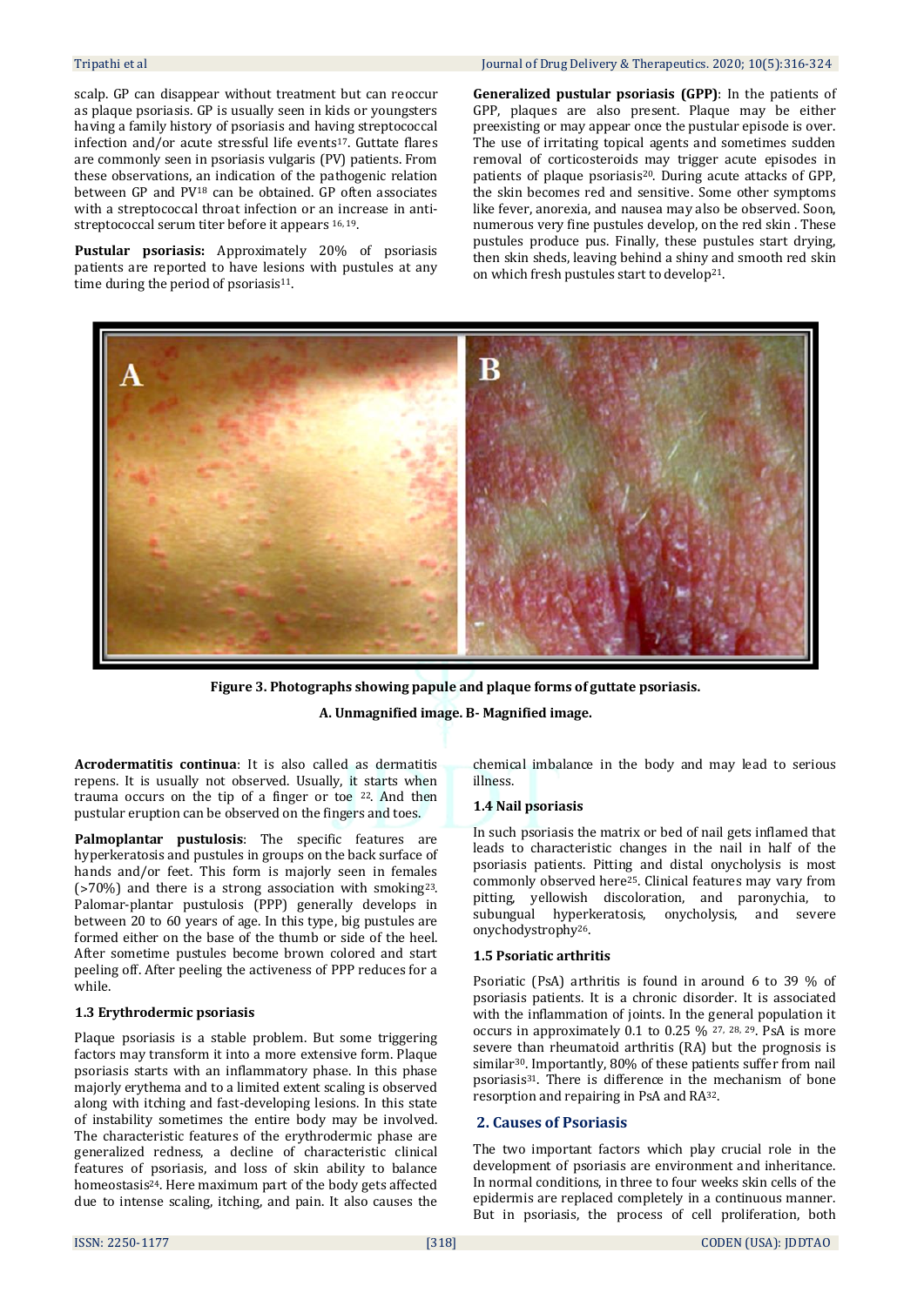scalp. GP can disappear without treatment but can reoccur as plaque psoriasis. GP is usually seen in kids or youngsters having a family history of psoriasis and having streptococcal infection and/or acute stressful life events[17]. Guttate flares are commonly seen in psoriasis vulgaris (PV) patients. From these observations, an indication of the pathogenic relation between GP and PV[18] can be obtained. GP often associates with a streptococcal throat infection or an increase in anti-streptococcal serum titer before it appears [16, 19].

**Pustular psoriasis:** Approximately 20% of psoriasis patients are reported to have lesions with pustules at any time during the period of psoriasis[11].

**Generalized pustular psoriasis (GPP)**: In the patients of GPP, plaques are also present. Plaque may be either preexisting or may appear once the pustular episode is over. The use of irritating topical agents and sometimes sudden removal of corticosteroids may trigger acute episodes in patients of plaque psoriasis[20]. During acute attacks of GPP, the skin becomes red and sensitive. Some other symptoms like fever, anorexia, and nausea may also be observed. Soon, numerous very fine pustules develop, on the red skin . These pustules produce pus. Finally, these pustules start drying, then skin sheds, leaving behind a shiny and smooth red skin on which fresh pustules start to develop[21].

**Figure 3. Photographs showing papule and plaque forms of guttate psoriasis.**

**A. Unmagnified image. B- Magnified image.**

**Acrodermatitis continua**: It is also called as dermatitis repens. It is usually not observed. Usually, it starts when trauma occurs on the tip of a finger or toe [22]. And then pustular eruption can be observed on the fingers and toes.

**Palmoplantar pustulosis**: The specific features are hyperkeratosis and pustules in groups on the back surface of hands and/or feet. This form is majorly seen in females (>70%) and there is a strong association with smoking[23]. Palomar-plantar pustulosis (PPP) generally develops in between 20 to 60 years of age. In this type, big pustules are formed either on the base of the thumb or side of the heel. After sometime pustules become brown colored and start peeling off. After peeling the activeness of PPP reduces for a while.

### 1.3 Erythrodermic psoriasis

Plaque psoriasis is a stable problem. But some triggering factors may transform it into a more extensive form. Plaque psoriasis starts with an inflammatory phase. In this phase majorly erythema and to a limited extent scaling is observed along with itching and fast-developing lesions. In this state of instability sometimes the entire body may be involved. The characteristic features of the erythrodermic phase are generalized redness, a decline of characteristic clinical features of psoriasis, and loss of skin ability to balance homeostasis[24]. Here maximum part of the body gets affected due to intense scaling, itching, and pain. It also causes the chemical imbalance in the body and may lead to serious illness.

### 1.4 Nail psoriasis

In such psoriasis the matrix or bed of nail gets inflamed that leads to characteristic changes in the nail in half of the psoriasis patients. Pitting and distal onycholysis is most commonly observed here[25]. Clinical features may vary from pitting, yellowish discoloration, and paronychia, to subungual hyperkeratosis, onycholysis, and severe onychodystrophy[26].

### 1.5 Psoriatic arthritis

Psoriatic (PsA) arthritis is found in around 6 to 39 % of psoriasis patients. It is a chronic disorder. It is associated with the inflammation of joints. In the general population it occurs in approximately 0.1 to 0.25 % [27, 28, 29]. PsA is more severe than rheumatoid arthritis (RA) but the prognosis is similar[30]. Importantly, 80% of these patients suffer from nail psoriasis[31]. There is difference in the mechanism of bone resorption and repairing in PsA and RA[32].

## 2. Causes of Psoriasis

The two important factors which play crucial role in the development of psoriasis are environment and inheritance. In normal conditions, in three to four weeks skin cells of the epidermis are replaced completely in a continuous manner. But in psoriasis, the process of cell proliferation, both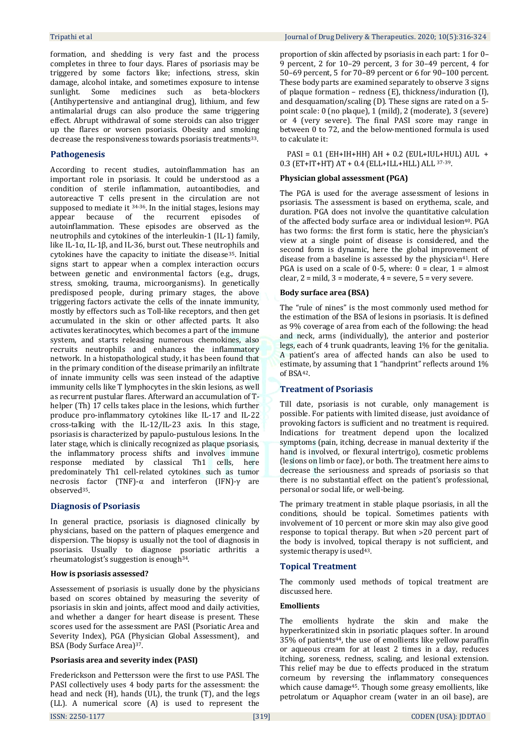formation, and shedding is very fast and the process completes in three to four days. Flares of psoriasis may be triggered by some factors like; infections, stress, skin damage, alcohol intake, and sometimes exposure to intense sunlight. Some medicines such as beta-blockers (Antihypertensive and antianginal drug), lithium, and few antimalarial drugs can also produce the same triggering effect. Abrupt withdrawal of some steroids can also trigger up the flares or worsen psoriasis. Obesity and smoking decrease the responsiveness towards psoriasis treatments[33].

## Pathogenesis

According to recent studies, autoinflammation has an important role in psoriasis. It could be understood as a condition of sterile inflammation, autoantibodies, and autoreactive T cells present in the circulation are not supposed to mediate it [34-36]. In the initial stages, lesions may appear because of the recurrent episodes of autoinflammation. These episodes are observed as the neutrophils and cytokines of the interleukin-1 (IL-1) family, like IL-1α, IL-1β, and IL-36, burst out. These neutrophils and cytokines have the capacity to initiate the disease[35]. Initial signs start to appear when a complex interaction occurs between genetic and environmental factors (e.g., drugs, stress, smoking, trauma, microorganisms). In genetically predisposed people, during primary stages, the above triggering factors activate the cells of the innate immunity, mostly by effectors such as Toll-like receptors, and then get accumulated in the skin or other affected parts. It also activates keratinocytes, which becomes a part of the immune system, and starts releasing numerous chemokines, also recruits neutrophils and enhances the inflammatory network. In a histopathological study, it has been found that in the primary condition of the disease primarily an infiltrate of innate immunity cells was seen instead of the adaptive immunity cells like T lymphocytes in the skin lesions, as well as recurrent pustular flares. Afterward an accumulation of T-helper (Th) 17 cells takes place in the lesions, which further produce pro-inflammatory cytokines like IL-17 and IL-22 cross-talking with the IL-12/IL-23 axis. In this stage, psoriasis is characterized by papulo-pustulous lesions. In the later stage, which is clinically recognized as plaque psoriasis, the inflammatory process shifts and involves immune response mediated by classical Th1 cells, here predominately Th1 cell-related cytokines such as tumor necrosis factor (TNF)-α and interferon (IFN)-γ are observed[35].

## Diagnosis of Psoriasis

In general practice, psoriasis is diagnosed clinically by physicians, based on the pattern of plaques emergence and dispersion. The biopsy is usually not the tool of diagnosis in psoriasis. Usually to diagnose psoriatic arthritis a rheumatologist's suggestion is enough[34].

### How is psoriasis assessed?

Assesement of psoriasis is usually done by the physicians based on scores obtained by measuring the severity of psoriasis in skin and joints, affect mood and daily activities, and whether a danger for heart disease is present. These scores used for the assessment are PASI (Psoriatic Area and Severity Index), PGA (Physician Global Assessment), and BSA (Body Surface Area)[37].

### Psoriasis area and severity index (PASI)

Frederickson and Pettersson were the first to use PASI. The PASI collectively uses 4 body parts for the assessment: the head and neck (H), hands (UL), the trunk (T), and the legs (LL). A numerical score (A) is used to represent the proportion of skin affected by psoriasis in each part: 1 for 0–9 percent, 2 for 10–29 percent, 3 for 30–49 percent, 4 for 50–69 percent, 5 for 70–89 percent or 6 for 90–100 percent. These body parts are examined separately to observe 3 signs of plaque formation – redness (E), thickness/induration (I), and desquamation/scaling (D). These signs are rated on a 5-point scale: 0 (no plaque), 1 (mild), 2 (moderate), 3 (severe) or 4 (very severe). The final PASI score may range in between 0 to 72, and the below-mentioned formula is used to calculate it:

$$PASI = 0.1\ (EH+IH+HH)\ AH + 0.2\ (EUL+IUL+HUL)\ AUL + 0.3\ (ET+IT+HT)\ AT + 0.4\ (ELL+ILL+HLL)\ ALL$$ [37-39].

### Physician global assessment (PGA)

The PGA is used for the average assessment of lesions in psoriasis. The assessment is based on erythema, scale, and duration. PGA does not involve the quantitative calculation of the affected body surface area or individual lesion[40]. PGA has two forms: the first form is static, here the physician's view at a single point of disease is considered, and the second form is dynamic, here the global improvement of disease from a baseline is assessed by the physician[41]. Here PGA is used on a scale of 0-5, where: 0 = clear, 1 = almost clear, 2 = mild, 3 = moderate, 4 = severe, 5 = very severe.

### Body surface area (BSA)

The "rule of nines" is the most commonly used method for the estimation of the BSA of lesions in psoriasis. It is defined as 9% coverage of area from each of the following: the head and neck, arms (individually), the anterior and posterior legs, each of 4 trunk quadrants, leaving 1% for the genitalia. A patient's area of affected hands can also be used to estimate, by assuming that 1 "handprint" reflects around 1% of BSA[42].

## Treatment of Psoriasis

Till date, psoriasis is not curable, only management is possible. For patients with limited disease, just avoidance of provoking factors is sufficient and no treatment is required. Indications for treatment depend upon the localized symptoms (pain, itching, decrease in manual dexterity if the hand is involved, or flexural intertrigo), cosmetic problems (lesions on limb or face), or both. The treatment here aims to decrease the seriousness and spreads of psoriasis so that there is no substantial effect on the patient's professional, personal or social life, or well-being.

The primary treatment in stable plaque psoriasis, in all the conditions, should be topical. Sometimes patients with involvement of 10 percent or more skin may also give good response to topical therapy. But when >20 percent part of the body is involved, topical therapy is not sufficient, and systemic therapy is used[43].

## Topical Treatment

The commonly used methods of topical treatment are discussed here.

### Emollients

The emollients hydrate the skin and make the hyperkeratinized skin in psoriatic plaques softer. In around 35% of patients[44], the use of emollients like yellow paraffin or aqueous cream for at least 2 times in a day, reduces itching, soreness, redness, scaling, and lesional extension. This relief may be due to effects produced in the stratum corneum by reversing the inflammatory consequences which cause damage[45]. Though some greasy emollients, like petrolatum or Aquaphor cream (water in an oil base), are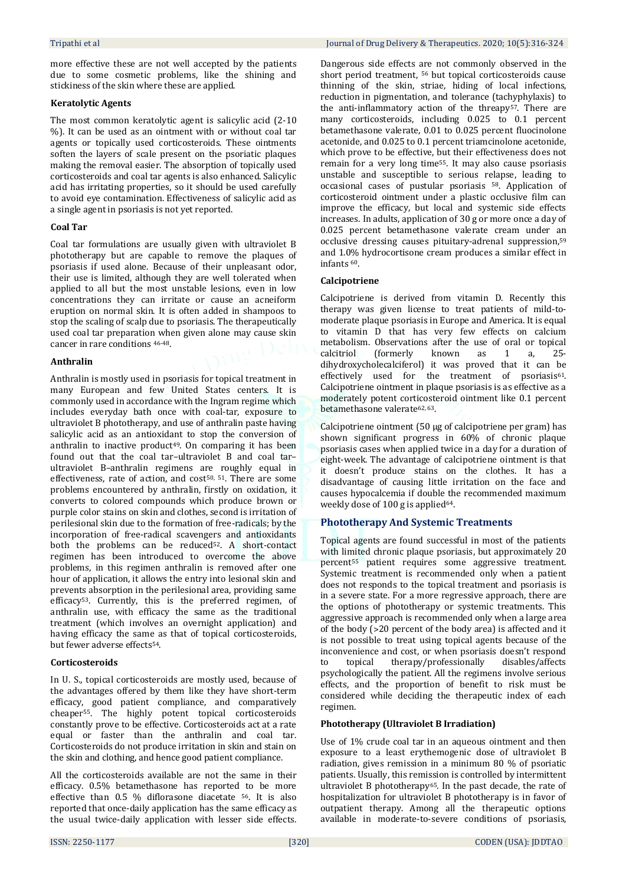more effective these are not well accepted by the patients due to some cosmetic problems, like the shining and stickiness of the skin where these are applied.

**Keratolytic Agents**

The most common keratolytic agent is salicylic acid (2-10 %). It can be used as an ointment with or without coal tar agents or topically used corticosteroids. These ointments soften the layers of scale present on the psoriatic plaques making the removal easier. The absorption of topically used corticosteroids and coal tar agents is also enhanced. Salicylic acid has irritating properties, so it should be used carefully to avoid eye contamination. Effectiveness of salicylic acid as a single agent in psoriasis is not yet reported.

**Coal Tar**

Coal tar formulations are usually given with ultraviolet B phototherapy but are capable to remove the plaques of psoriasis if used alone. Because of their unpleasant odor, their use is limited, although they are well tolerated when applied to all but the most unstable lesions, even in low concentrations they can irritate or cause an acneiform eruption on normal skin. It is often added in shampoos to stop the scaling of scalp due to psoriasis. The therapeutically used coal tar preparation when given alone may cause skin cancer in rare conditions [46-48].

**Anthralin**

Anthralin is mostly used in psoriasis for topical treatment in many European and few United States centers. It is commonly used in accordance with the Ingram regime which includes everyday bath once with coal-tar, exposure to ultraviolet B phototherapy, and use of anthralin paste having salicylic acid as an antioxidant to stop the conversion of anthralin to inactive product[49]. On comparing it has been found out that the coal tar–ultraviolet B and coal tar–ultraviolet B–anthralin regimens are roughly equal in effectiveness, rate of action, and cost[50, 51]. There are some problems encountered by anthralin, firstly on oxidation, it converts to colored compounds which produce brown or purple color stains on skin and clothes, second is irritation of perilesional skin due to the formation of free-radicals; by the incorporation of free-radical scavengers and antioxidants both the problems can be reduced[52]. A short-contact regimen has been introduced to overcome the above problems, in this regimen anthralin is removed after one hour of application, it allows the entry into lesional skin and prevents absorption in the perilesional area, providing same efficacy[53]. Currently, this is the preferred regimen, of anthralin use, with efficacy the same as the traditional treatment (which involves an overnight application) and having efficacy the same as that of topical corticosteroids, but fewer adverse effects[54].

**Corticosteroids**

In U. S., topical corticosteroids are mostly used, because of the advantages offered by them like they have short-term efficacy, good patient compliance, and comparatively cheaper[55]. The highly potent topical corticosteroids constantly prove to be effective. Corticosteroids act at a rate equal or faster than the anthralin and coal tar. Corticosteroids do not produce irritation in skin and stain on the skin and clothing, and hence good patient compliance.

All the corticosteroids available are not the same in their efficacy. 0.5% betamethasone has reported to be more effective than 0.5 % diflorasone diacetate [56]. It is also reported that once-daily application has the same efficacy as the usual twice-daily application with lesser side effects. Dangerous side effects are not commonly observed in the short period treatment, [56] but topical corticosteroids cause thinning of the skin, striae, hiding of local infections, reduction in pigmentation, and tolerance (tachyphylaxis) to the anti-inflammatory action of the threapy[57]. There are many corticosteroids, including 0.025 to 0.1 percent betamethasone valerate, 0.01 to 0.025 percent fluocinolone acetonide, and 0.025 to 0.1 percent triamcinolone acetonide, which prove to be effective, but their effectiveness does not remain for a very long time[55]. It may also cause psoriasis unstable and susceptible to serious relapse, leading to occasional cases of pustular psoriasis [58]. Application of corticosteroid ointment under a plastic occlusive film can improve the efficacy, but local and systemic side effects increases. In adults, application of 30 g or more once a day of 0.025 percent betamethasone valerate cream under an occlusive dressing causes pituitary-adrenal suppression,[59] and 1.0% hydrocortisone cream produces a similar effect in infants [60].

**Calcipotriene**

Calcipotriene is derived from vitamin D. Recently this therapy was given license to treat patients of mild-to-moderate plaque psoriasis in Europe and America. It is equal to vitamin D that has very few effects on calcium metabolism. Observations after the use of oral or topical calcitriol (formerly known as 1 a, 25-dihydroxycholecalciferol) it was proved that it can be effectively used for the treatment of psoriasis[61]. Calcipotriene ointment in plaque psoriasis is as effective as a moderately potent corticosteroid ointment like 0.1 percent betamethasone valerate[62, 63].

Calcipotriene ointment (50 µg of calcipotriene per gram) has shown significant progress in 60% of chronic plaque psoriasis cases when applied twice in a day for a duration of eight-week. The advantage of calcipotriene ointment is that it doesn't produce stains on the clothes. It has a disadvantage of causing little irritation on the face and causes hypocalcemia if double the recommended maximum weekly dose of 100 g is applied[64].

## Phototherapy And Systemic Treatments

Topical agents are found successful in most of the patients with limited chronic plaque psoriasis, but approximately 20 percent[55] patient requires some aggressive treatment. Systemic treatment is recommended only when a patient does not responds to the topical treatment and psoriasis is in a severe state. For a more regressive approach, there are the options of phototherapy or systemic treatments. This aggressive approach is recommended only when a large area of the body (>20 percent of the body area) is affected and it is not possible to treat using topical agents because of the inconvenience and cost, or when psoriasis doesn't respond to topical therapy/professionally disables/affects psychologically the patient. All the regimens involve serious effects, and the proportion of benefit to risk must be considered while deciding the therapeutic index of each regimen.

**Phototherapy (Ultraviolet B Irradiation)**

Use of 1% crude coal tar in an aqueous ointment and then exposure to a least erythemogenic dose of ultraviolet B radiation, gives remission in a minimum 80 % of psoriatic patients. Usually, this remission is controlled by intermittent ultraviolet B phototherapy[65]. In the past decade, the rate of hospitalization for ultraviolet B phototherapy is in favor of outpatient therapy. Among all the therapeutic options available in moderate-to-severe conditions of psoriasis,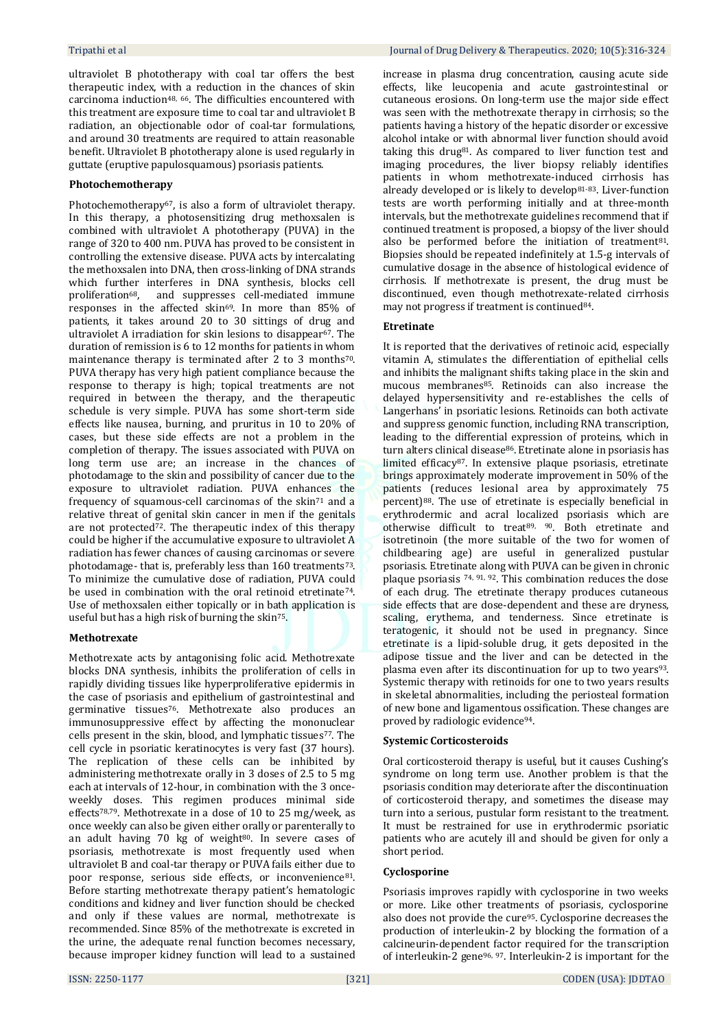ultraviolet B phototherapy with coal tar offers the best therapeutic index, with a reduction in the chances of skin carcinoma induction[48, 66]. The difficulties encountered with this treatment are exposure time to coal tar and ultraviolet B radiation, an objectionable odor of coal-tar formulations, and around 30 treatments are required to attain reasonable benefit. Ultraviolet B phototherapy alone is used regularly in guttate (eruptive papulosquamous) psoriasis patients.

### Photochemotherapy

Photochemotherapy[67], is also a form of ultraviolet therapy. In this therapy, a photosensitizing drug methoxsalen is combined with ultraviolet A phototherapy (PUVA) in the range of 320 to 400 nm. PUVA has proved to be consistent in controlling the extensive disease. PUVA acts by intercalating the methoxsalen into DNA, then cross-linking of DNA strands which further interferes in DNA synthesis, blocks cell proliferation[68], and suppresses cell-mediated immune responses in the affected skin[69]. In more than 85% of patients, it takes around 20 to 30 sittings of drug and ultraviolet A irradiation for skin lesions to disappear[67]. The duration of remission is 6 to 12 months for patients in whom maintenance therapy is terminated after 2 to 3 months[70]. PUVA therapy has very high patient compliance because the response to therapy is high; topical treatments are not required in between the therapy, and the therapeutic schedule is very simple. PUVA has some short-term side effects like nausea, burning, and pruritus in 10 to 20% of cases, but these side effects are not a problem in the completion of therapy. The issues associated with PUVA on long term use are; an increase in the chances of photodamage to the skin and possibility of cancer due to the exposure to ultraviolet radiation. PUVA enhances the frequency of squamous-cell carcinomas of the skin[71] and a relative threat of genital skin cancer in men if the genitals are not protected[72]. The therapeutic index of this therapy could be higher if the accumulative exposure to ultraviolet A radiation has fewer chances of causing carcinomas or severe photodamage- that is, preferably less than 160 treatments[73]. To minimize the cumulative dose of radiation, PUVA could be used in combination with the oral retinoid etretinate[74]. Use of methoxsalen either topically or in bath application is useful but has a high risk of burning the skin[75].

### Methotrexate

Methotrexate acts by antagonising folic acid. Methotrexate blocks DNA synthesis, inhibits the proliferation of cells in rapidly dividing tissues like hyperproliferative epidermis in the case of psoriasis and epithelium of gastrointestinal and germinative tissues[76]. Methotrexate also produces an immunosuppressive effect by affecting the mononuclear cells present in the skin, blood, and lymphatic tissues[77]. The cell cycle in psoriatic keratinocytes is very fast (37 hours). The replication of these cells can be inhibited by administering methotrexate orally in 3 doses of 2.5 to 5 mg each at intervals of 12-hour, in combination with the 3 once-weekly doses. This regimen produces minimal side effects[78,79]. Methotrexate in a dose of 10 to 25 mg/week, as once weekly can also be given either orally or parenterally to an adult having 70 kg of weight[80]. In severe cases of psoriasis, methotrexate is most frequently used when ultraviolet B and coal-tar therapy or PUVA fails either due to poor response, serious side effects, or inconvenience[81]. Before starting methotrexate therapy patient's hematologic conditions and kidney and liver function should be checked and only if these values are normal, methotrexate is recommended. Since 85% of the methotrexate is excreted in the urine, the adequate renal function becomes necessary, because improper kidney function will lead to a sustained increase in plasma drug concentration, causing acute side effects, like leucopenia and acute gastrointestinal or cutaneous erosions. On long-term use the major side effect was seen with the methotrexate therapy in cirrhosis; so the patients having a history of the hepatic disorder or excessive alcohol intake or with abnormal liver function should avoid taking this drug[81]. As compared to liver function test and imaging procedures, the liver biopsy reliably identifies patients in whom methotrexate-induced cirrhosis has already developed or is likely to develop[81-83]. Liver-function tests are worth performing initially and at three-month intervals, but the methotrexate guidelines recommend that if continued treatment is proposed, a biopsy of the liver should also be performed before the initiation of treatment[81]. Biopsies should be repeated indefinitely at 1.5-g intervals of cumulative dosage in the absence of histological evidence of cirrhosis. If methotrexate is present, the drug must be discontinued, even though methotrexate-related cirrhosis may not progress if treatment is continued[84].

### Etretinate

It is reported that the derivatives of retinoic acid, especially vitamin A, stimulates the differentiation of epithelial cells and inhibits the malignant shifts taking place in the skin and mucous membranes[85]. Retinoids can also increase the delayed hypersensitivity and re-establishes the cells of Langerhans' in psoriatic lesions. Retinoids can both activate and suppress genomic function, including RNA transcription, leading to the differential expression of proteins, which in turn alters clinical disease[86]. Etretinate alone in psoriasis has limited efficacy[87]. In extensive plaque psoriasis, etretinate brings approximately moderate improvement in 50% of the patients (reduces lesional area by approximately 75 percent)[88]. The use of etretinate is especially beneficial in erythrodermic and acral localized psoriasis which are otherwise difficult to treat[89, 90]. Both etretinate and isotretinoin (the more suitable of the two for women of childbearing age) are useful in generalized pustular psoriasis. Etretinate along with PUVA can be given in chronic plaque psoriasis [74, 91, 92]. This combination reduces the dose of each drug. The etretinate therapy produces cutaneous side effects that are dose-dependent and these are dryness, scaling, erythema, and tenderness. Since etretinate is teratogenic, it should not be used in pregnancy. Since etretinate is a lipid-soluble drug, it gets deposited in the adipose tissue and the liver and can be detected in the plasma even after its discontinuation for up to two years[93]. Systemic therapy with retinoids for one to two years results in skeletal abnormalities, including the periosteal formation of new bone and ligamentous ossification. These changes are proved by radiologic evidence[94].

### Systemic Corticosteroids

Oral corticosteroid therapy is useful, but it causes Cushing's syndrome on long term use. Another problem is that the psoriasis condition may deteriorate after the discontinuation of corticosteroid therapy, and sometimes the disease may turn into a serious, pustular form resistant to the treatment. It must be restrained for use in erythrodermic psoriatic patients who are acutely ill and should be given for only a short period.

### Cyclosporine

Psoriasis improves rapidly with cyclosporine in two weeks or more. Like other treatments of psoriasis, cyclosporine also does not provide the cure[95]. Cyclosporine decreases the production of interleukin-2 by blocking the formation of a calcineurin-dependent factor required for the transcription of interleukin-2 gene[96, 97]. Interleukin-2 is important for the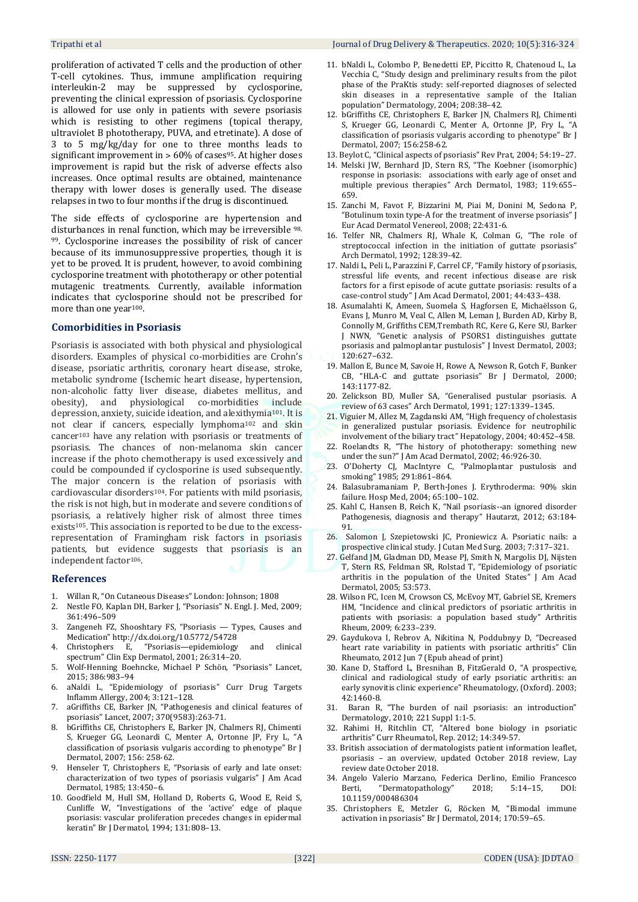proliferation of activated T cells and the production of other T-cell cytokines. Thus, immune amplification requiring interleukin-2 may be suppressed by cyclosporine, preventing the clinical expression of psoriasis. Cyclosporine is allowed for use only in patients with severe psoriasis which is resisting to other regimens (topical therapy, ultraviolet B phototherapy, PUVA, and etretinate). A dose of 3 to 5 mg/kg/day for one to three months leads to significant improvement in > 60% of cases[95]. At higher doses improvement is rapid but the risk of adverse effects also increases. Once optimal results are obtained, maintenance therapy with lower doses is generally used. The disease relapses in two to four months if the drug is discontinued.

The side effects of cyclosporine are hypertension and disturbances in renal function, which may be irreversible [98, 99]. Cyclosporine increases the possibility of risk of cancer because of its immunosuppressive properties, though it is yet to be proved. It is prudent, however, to avoid combining cyclosporine treatment with phototherapy or other potential mutagenic treatments. Currently, available information indicates that cyclosporine should not be prescribed for more than one year[100].

## Comorbidities in Psoriasis

Psoriasis is associated with both physical and physiological disorders. Examples of physical co-morbidities are Crohn's disease, psoriatic arthritis, coronary heart disease, stroke, metabolic syndrome (Ischemic heart disease, hypertension, non-alcoholic fatty liver disease, diabetes mellitus, and obesity), and physiological co-morbidities include depression, anxiety, suicide ideation, and alexithymia[101]. It is not clear if cancers, especially lymphoma[102] and skin cancer[103] have any relation with psoriasis or treatments of psoriasis. The chances of non-melanoma skin cancer increase if the photo chemotherapy is used excessively and could be compounded if cyclosporine is used subsequently. The major concern is the relation of psoriasis with cardiovascular disorders[104]. For patients with mild psoriasis, the risk is not high, but in moderate and severe conditions of psoriasis, a relatively higher risk of almost three times exists[105]. This association is reported to be due to the excess-representation of Framingham risk factors in psoriasis patients, but evidence suggests that psoriasis is an independent factor[106].

## References

1. Willan R, "On Cutaneous Diseases" London: Johnson; 1808
2. Nestle FO, Kaplan DH, Barker J, "Psoriasis" N. Engl. J. Med, 2009; 361:496–509
3. Zangeneh FZ, Shooshtary FS, "Psoriasis — Types, Causes and Medication" http://dx.doi.org/10.5772/54728
4. Christophers E, "Psoriasis—epidemiology and clinical spectrum" Clin Exp Dermatol, 2001; 26:314–20.
5. Wolf-Henning Boehncke, Michael P Schön, "Psoriasis" Lancet, 2015; 386:983–94
6. aNaldi L, "Epidemiology of psoriasis" Curr Drug Targets Inflamm Allergy, 2004; 3:121–128.
7. aGriffiths CE, Barker JN, "Pathogenesis and clinical features of psoriasis" Lancet, 2007; 370(9583):263-71.
8. bGriffiths CE, Christophers E, Barker JN, Chalmers RJ, Chimenti S, Krueger GG, Leonardi C, Menter A, Ortonne JP, Fry L, "A classification of psoriasis vulgaris according to phenotype" Br J Dermatol, 2007; 156: 258-62.
9. Henseler T, Christophers E, "Psoriasis of early and late onset: characterization of two types of psoriasis vulgaris" J Am Acad Dermatol, 1985; 13:450–6.
10. Goodfield M, Hull SM, Holland D, Roberts G, Wood E, Reid S, Cunliffe W, "Investigations of the 'active' edge of plaque psoriasis: vascular proliferation precedes changes in epidermal keratin" Br J Dermatol, 1994; 131:808–13.
11. bNaldi L, Colombo P, Benedetti EP, Piccitto R, Chatenoud L, La Vecchia C, "Study design and preliminary results from the pilot phase of the PraKtis study: self-reported diagnoses of selected skin diseases in a representative sample of the Italian population" Dermatology, 2004; 208:38–42.
12. bGriffiths CE, Christophers E, Barker JN, Chalmers RJ, Chimenti S, Krueger GG, Leonardi C, Menter A, Ortonne JP, Fry L, "A classification of psoriasis vulgaris according to phenotype" Br J Dermatol, 2007; 156:258-62.
13. Beylot C, "Clinical aspects of psoriasis" Rev Prat, 2004; 54:19–27.
14. Melski JW, Bernhard JD, Stern RS, "The Koebner (isomorphic) response in psoriasis: associations with early age of onset and multiple previous therapies" Arch Dermatol, 1983; 119:655–659.
15. Zanchi M, Favot F, Bizzarini M, Piai M, Donini M, Sedona P, "Botulinum toxin type-A for the treatment of inverse psoriasis" J Eur Acad Dermatol Venereol, 2008; 22:431-6.
16. Telfer NR, Chalmers RJ, Whale K, Colman G, "The role of streptococcal infection in the initiation of guttate psoriasis" Arch Dermatol, 1992; 128:39-42.
17. Naldi L, Peli L, Parazzini F, Carrel CF, "Family history of psoriasis, stressful life events, and recent infectious disease are risk factors for a first episode of acute guttate psoriasis: results of a case-control study" J Am Acad Dermatol, 2001; 44:433–438.
18. Asumalahti K, Ameen, Suomela S, Hagforsen E, Michaëlsson G, Evans J, Munro M, Veal C, Allen M, Leman J, Burden AD, Kirby B, Connolly M, Griffiths CEM,Trembath RC, Kere G, Kere SU, Barker J NWN, "Genetic analysis of PSORS1 distinguishes guttate psoriasis and palmoplantar pustulosis" J Invest Dermatol, 2003; 120:627–632.
19. Mallon E, Bunce M, Savoie H, Rowe A, Newson R, Gotch F, Bunker CB, "HLA-C and guttate psoriasis" Br J Dermatol, 2000; 143:1177-82.
20. Zelickson BD, Muller SA, "Generalised pustular psoriasis. A review of 63 cases" Arch Dermatol, 1991; 127:1339–1345.
21. Viguier M, Allez M, Zagdanski AM, "High frequency of cholestasis in generalized pustular psoriasis. Evidence for neutrophilic involvement of the biliary tract" Hepatology, 2004; 40:452–458.
22. Roelandts R, "The history of phototherapy: something new under the sun?" J Am Acad Dermatol, 2002; 46:926-30.
23. O'Doherty CJ, MacIntyre C, "Palmoplantar pustulosis and smoking" 1985; 291:861–864.
24. Balasubramaniam P, Berth-Jones J. Erythroderma: 90% skin failure. Hosp Med, 2004; 65:100–102.
25. Kahl C, Hansen B, Reich K, "Nail psoriasis--an ignored disorder Pathogenesis, diagnosis and therapy" Hautarzt, 2012; 63:184-91.
26. Salomon J, Szepietowski JC, Proniewicz A. Psoriatic nails: a prospective clinical study. J Cutan Med Surg. 2003; 7:317–321.
27. Gelfand JM, Gladman DD, Mease PJ, Smith N, Margolis DJ, Nijsten T, Stern RS, Feldman SR, Rolstad T, "Epidemiology of psoriatic arthritis in the population of the United States" J Am Acad Dermatol, 2005; 53:573.
28. Wilson FC, Icen M, Crowson CS, McEvoy MT, Gabriel SE, Kremers HM, "Incidence and clinical predictors of psoriatic arthritis in patients with psoriasis: a population based study" Arthritis Rheum, 2009; 6:233–239.
29. Gaydukova I, Rebrov A, Nikitina N, Poddubnyy D, "Decreased heart rate variability in patients with psoriatic arthritis" Clin Rheumato, 2012 Jun 7 (Epub ahead of print)
30. Kane D, Stafford L, Bresnihan B, FitzGerald O, "A prospective, clinical and radiological study of early psoriatic arthritis: an early synovitis clinic experience" Rheumatology, (Oxford). 2003; 42:1460-8.
31. Baran R, "The burden of nail psoriasis: an introduction" Dermatology, 2010; 221 Suppl 1:1-5.
32. Rahimi H, Ritchlin CT, "Altered bone biology in psoriatic arthritis" Curr Rheumatol, Rep. 2012; 14:349-57.
33. British association of dermatologists patient information leaflet, psoriasis – an overview, updated October 2018 review, Lay review date October 2018.
34. Angelo Valerio Marzano, Federica Derlino, Emilio Francesco Berti, "Dermatopathology" 2018; 5:14–15, DOI: 10.1159/000486304
35. Christophers E, Metzler G, Röcken M, "Bimodal immune activation in psoriasis" Br J Dermatol, 2014; 170:59–65.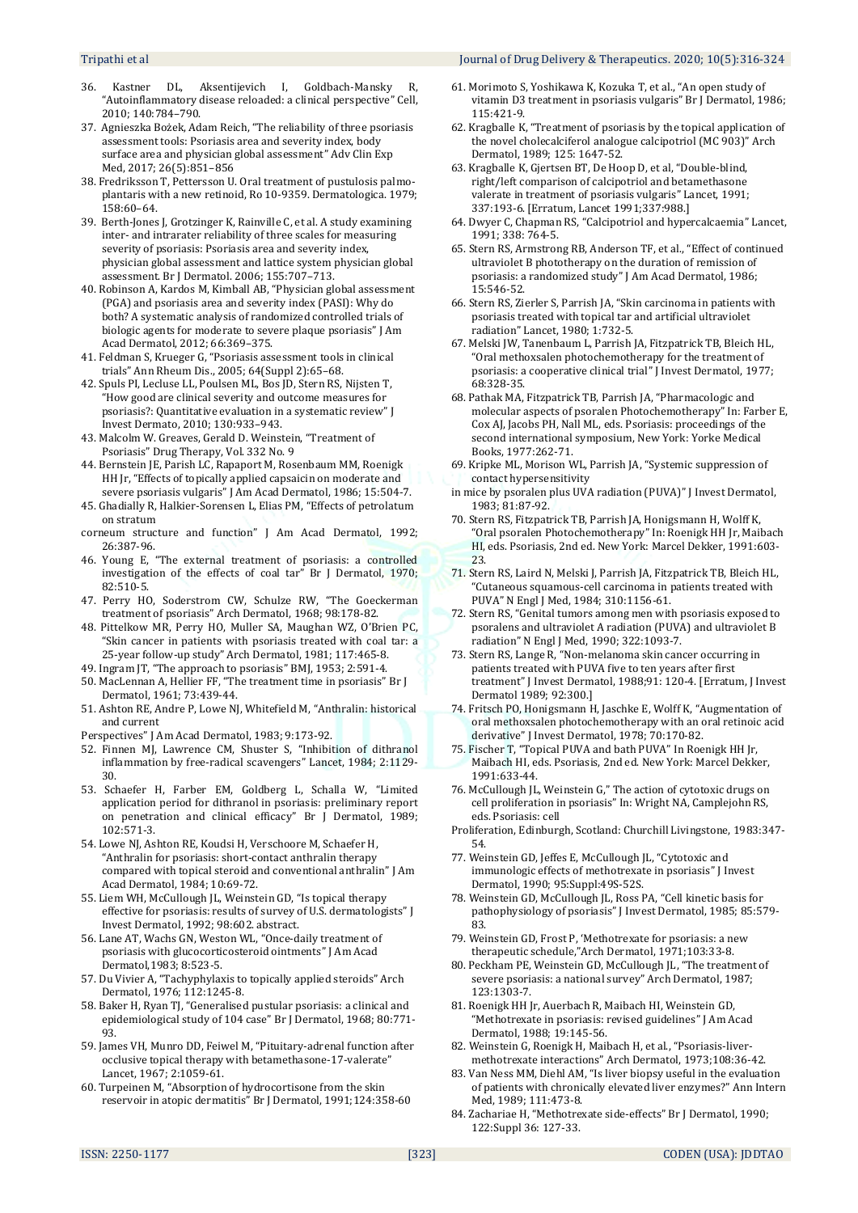36. Kastner DL, Aksentijevich I, Goldbach-Mansky R, "Autoinflammatory disease reloaded: a clinical perspective" Cell, 2010; 140:784–790.
37. Agnieszka Bożek, Adam Reich, "The reliability of three psoriasis assessment tools: Psoriasis area and severity index, body surface area and physician global assessment" Adv Clin Exp Med, 2017; 26(5):851–856
38. Fredriksson T, Pettersson U. Oral treatment of pustulosis palmo-plantaris with a new retinoid, Ro 10-9359. Dermatologica. 1979; 158:60–64.
39. Berth-Jones J, Grotzinger K, Rainville C, et al. A study examining inter- and intrarater reliability of three scales for measuring severity of psoriasis: Psoriasis area and severity index, physician global assessment and lattice system physician global assessment. Br J Dermatol. 2006; 155:707–713.
40. Robinson A, Kardos M, Kimball AB, "Physician global assessment (PGA) and psoriasis area and severity index (PASI): Why do both? A systematic analysis of randomized controlled trials of biologic agents for moderate to severe plaque psoriasis" J Am Acad Dermatol, 2012; 66:369–375.
41. Feldman S, Krueger G, "Psoriasis assessment tools in clinical trials" Ann Rheum Dis., 2005; 64(Suppl 2):65–68.
42. Spuls PI, Lecluse LL, Poulsen ML, Bos JD, Stern RS, Nijsten T, "How good are clinical severity and outcome measures for psoriasis?: Quantitative evaluation in a systematic review" J Invest Dermato, 2010; 130:933–943.
43. Malcolm W. Greaves, Gerald D. Weinstein, "Treatment of Psoriasis" Drug Therapy, Vol. 332 No. 9
44. Bernstein JE, Parish LC, Rapaport M, Rosenbaum MM, Roenigk HH Jr, "Effects of topically applied capsaicin on moderate and severe psoriasis vulgaris" J Am Acad Dermatol, 1986; 15:504-7.
45. Ghadially R, Halkier-Sorensen L, Elias PM, "Effects of petrolatum on stratum corneum structure and function" J Am Acad Dermatol, 1992; 26:387-96.
46. Young E, "The external treatment of psoriasis: a controlled investigation of the effects of coal tar" Br J Dermatol, 1970; 82:510-5.
47. Perry HO, Soderstrom CW, Schulze RW, "The Goeckerman treatment of psoriasis" Arch Dermatol, 1968; 98:178-82.
48. Pittelkow MR, Perry HO, Muller SA, Maughan WZ, O'Brien PC, "Skin cancer in patients with psoriasis treated with coal tar: a 25-year follow-up study" Arch Dermatol, 1981; 117:465-8.
49. Ingram JT, "The approach to psoriasis" BMJ, 1953; 2:591-4.
50. MacLennan A, Hellier FF, "The treatment time in psoriasis" Br J Dermatol, 1961; 73:439-44.
51. Ashton RE, Andre P, Lowe NJ, Whitefield M, "Anthralin: historical and current Perspectives" J Am Acad Dermatol, 1983; 9:173-92.
52. Finnen MJ, Lawrence CM, Shuster S, "Inhibition of dithranol inflammation by free-radical scavengers" Lancet, 1984; 2:1129-30.
53. Schaefer H, Farber EM, Goldberg L, Schalla W, "Limited application period for dithranol in psoriasis: preliminary report on penetration and clinical efficacy" Br J Dermatol, 1989; 102:571-3.
54. Lowe NJ, Ashton RE, Koudsi H, Verschoore M, Schaefer H, "Anthralin for psoriasis: short-contact anthralin therapy compared with topical steroid and conventional anthralin" J Am Acad Dermatol, 1984; 10:69-72.
55. Liem WH, McCullough JL, Weinstein GD, "Is topical therapy effective for psoriasis: results of survey of U.S. dermatologists" J Invest Dermatol, 1992; 98:602. abstract.
56. Lane AT, Wachs GN, Weston WL, "Once-daily treatment of psoriasis with glucocorticosteroid ointments" J Am Acad Dermatol,1983; 8:523-5.
57. Du Vivier A, "Tachyphylaxis to topically applied steroids" Arch Dermatol, 1976; 112:1245-8.
58. Baker H, Ryan TJ, "Generalised pustular psoriasis: a clinical and epidemiological study of 104 case" Br J Dermatol, 1968; 80:771-93.
59. James VH, Munro DD, Feiwel M, "Pituitary-adrenal function after occlusive topical therapy with betamethasone-17-valerate" Lancet, 1967; 2:1059-61.
60. Turpeinen M, "Absorption of hydrocortisone from the skin reservoir in atopic dermatitis" Br J Dermatol, 1991;124:358-60
61. Morimoto S, Yoshikawa K, Kozuka T, et al., "An open study of vitamin D3 treatment in psoriasis vulgaris" Br J Dermatol, 1986; 115:421-9.
62. Kragballe K, "Treatment of psoriasis by the topical application of the novel cholecalciferol analogue calcipotriol (MC 903)" Arch Dermatol, 1989; 125: 1647-52.
63. Kragballe K, Gjertsen BT, De Hoop D, et al, "Double-blind, right/left comparison of calcipotriol and betamethasone valerate in treatment of psoriasis vulgaris" Lancet, 1991; 337:193-6. [Erratum, Lancet 1991;337:988.]
64. Dwyer C, Chapman RS, "Calcipotriol and hypercalcaemia" Lancet, 1991; 338: 764-5.
65. Stern RS, Armstrong RB, Anderson TF, et al., "Effect of continued ultraviolet B phototherapy on the duration of remission of psoriasis: a randomized study" J Am Acad Dermatol, 1986; 15:546-52.
66. Stern RS, Zierler S, Parrish JA, "Skin carcinoma in patients with psoriasis treated with topical tar and artificial ultraviolet radiation" Lancet, 1980; 1:732-5.
67. Melski JW, Tanenbaum L, Parrish JA, Fitzpatrick TB, Bleich HL, "Oral methoxsalen photochemotherapy for the treatment of psoriasis: a cooperative clinical trial" J Invest Dermatol, 1977; 68:328-35.
68. Pathak MA, Fitzpatrick TB, Parrish JA, "Pharmacologic and molecular aspects of psoralen Photochemotherapy" In: Farber E, Cox AJ, Jacobs PH, Nall ML, eds. Psoriasis: proceedings of the second international symposium, New York: Yorke Medical Books, 1977:262-71.
69. Kripke ML, Morison WL, Parrish JA, "Systemic suppression of contact hypersensitivity in mice by psoralen plus UVA radiation (PUVA)" J Invest Dermatol, 1983; 81:87-92.
70. Stern RS, Fitzpatrick TB, Parrish JA, Honigsmann H, Wolff K, "Oral psoralen Photochemotherapy" In: Roenigk HH Jr, Maibach HI, eds. Psoriasis, 2nd ed. New York: Marcel Dekker, 1991:603-23.
71. Stern RS, Laird N, Melski J, Parrish JA, Fitzpatrick TB, Bleich HL, "Cutaneous squamous-cell carcinoma in patients treated with PUVA" N Engl J Med, 1984; 310:1156-61.
72. Stern RS, "Genital tumors among men with psoriasis exposed to psoralens and ultraviolet A radiation (PUVA) and ultraviolet B radiation" N Engl J Med, 1990; 322:1093-7.
73. Stern RS, Lange R, "Non-melanoma skin cancer occurring in patients treated with PUVA five to ten years after first treatment" J Invest Dermatol, 1988;91: 120-4. [Erratum, J Invest Dermatol 1989; 92:300.]
74. Fritsch PO, Honigsmann H, Jaschke E, Wolff K, "Augmentation of oral methoxsalen photochemotherapy with an oral retinoic acid derivative" J Invest Dermatol, 1978; 70:170-82.
75. Fischer T, "Topical PUVA and bath PUVA" In Roenigk HH Jr, Maibach HI, eds. Psoriasis, 2nd ed. New York: Marcel Dekker, 1991:633-44.
76. McCullough JL, Weinstein G," The action of cytotoxic drugs on cell proliferation in psoriasis" In: Wright NA, Camplejohn RS, eds. Psoriasis: cell Proliferation, Edinburgh, Scotland: Churchill Livingstone, 1983:347-54.
77. Weinstein GD, Jeffes E, McCullough JL, "Cytotoxic and immunologic effects of methotrexate in psoriasis" J Invest Dermatol, 1990; 95:Suppl:49S-52S.
78. Weinstein GD, McCullough JL, Ross PA, "Cell kinetic basis for pathophysiology of psoriasis" J Invest Dermatol, 1985; 85:579-83.
79. Weinstein GD, Frost P, 'Methotrexate for psoriasis: a new therapeutic schedule,"Arch Dermatol, 1971;103:33-8.
80. Peckham PE, Weinstein GD, McCullough JL, "The treatment of severe psoriasis: a national survey" Arch Dermatol, 1987; 123:1303-7.
81. Roenigk HH Jr, Auerbach R, Maibach HI, Weinstein GD, "Methotrexate in psoriasis: revised guidelines" J Am Acad Dermatol, 1988; 19:145-56.
82. Weinstein G, Roenigk H, Maibach H, et al., "Psoriasis-liver-methotrexate interactions" Arch Dermatol, 1973;108:36-42.
83. Van Ness MM, Diehl AM, "Is liver biopsy useful in the evaluation of patients with chronically elevated liver enzymes?" Ann Intern Med, 1989; 111:473-8.
84. Zachariae H, "Methotrexate side-effects" Br J Dermatol, 1990; 122:Suppl 36: 127-33.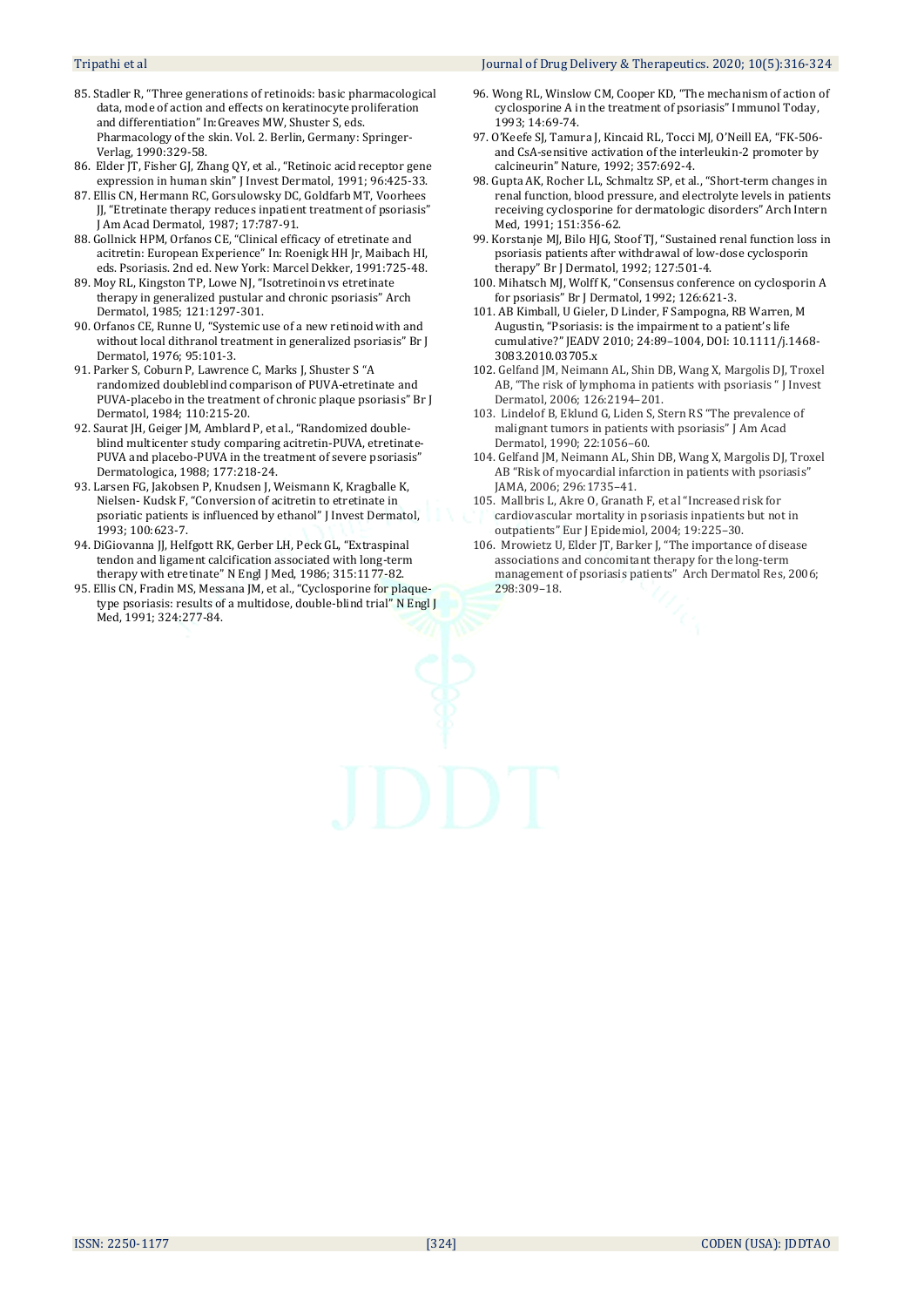85. Stadler R, "Three generations of retinoids: basic pharmacological data, mode of action and effects on keratinocyte proliferation and differentiation" In: Greaves MW, Shuster S, eds. Pharmacology of the skin. Vol. 2. Berlin, Germany: Springer-Verlag, 1990:329-58.
86. Elder JT, Fisher GJ, Zhang QY, et al., "Retinoic acid receptor gene expression in human skin" J Invest Dermatol, 1991; 96:425-33.
87. Ellis CN, Hermann RC, Gorsulowsky DC, Goldfarb MT, Voorhees JJ, "Etretinate therapy reduces inpatient treatment of psoriasis" J Am Acad Dermatol, 1987; 17:787-91.
88. Gollnick HPM, Orfanos CE, "Clinical efficacy of etretinate and acitretin: European Experience" In: Roenigk HH Jr, Maibach HI, eds. Psoriasis. 2nd ed. New York: Marcel Dekker, 1991:725-48.
89. Moy RL, Kingston TP, Lowe NJ, "Isotretinoin vs etretinate therapy in generalized pustular and chronic psoriasis" Arch Dermatol, 1985; 121:1297-301.
90. Orfanos CE, Runne U, "Systemic use of a new retinoid with and without local dithranol treatment in generalized psoriasis" Br J Dermatol, 1976; 95:101-3.
91. Parker S, Coburn P, Lawrence C, Marks J, Shuster S "A randomized doubleblind comparison of PUVA-etretinate and PUVA-placebo in the treatment of chronic plaque psoriasis" Br J Dermatol, 1984; 110:215-20.
92. Saurat JH, Geiger JM, Amblard P, et al., "Randomized double-blind multicenter study comparing acitretin-PUVA, etretinate-PUVA and placebo-PUVA in the treatment of severe psoriasis" Dermatologica, 1988; 177:218-24.
93. Larsen FG, Jakobsen P, Knudsen J, Weismann K, Kragballe K, Nielsen- Kudsk F, "Conversion of acitretin to etretinate in psoriatic patients is influenced by ethanol" J Invest Dermatol, 1993; 100:623-7.
94. DiGiovanna JJ, Helfgott RK, Gerber LH, Peck GL, "Extraspinal tendon and ligament calcification associated with long-term therapy with etretinate" N Engl J Med, 1986; 315:1177-82.
95. Ellis CN, Fradin MS, Messana JM, et al., "Cyclosporine for plaque-type psoriasis: results of a multidose, double-blind trial" N Engl J Med, 1991; 324:277-84.
96. Wong RL, Winslow CM, Cooper KD, "The mechanism of action of cyclosporine A in the treatment of psoriasis" Immunol Today, 1993; 14:69-74.
97. O'Keefe SJ, Tamura J, Kincaid RL, Tocci MJ, O'Neill EA, "FK-506- and CsA-sensitive activation of the interleukin-2 promoter by calcineurin" Nature, 1992; 357:692-4.
98. Gupta AK, Rocher LL, Schmaltz SP, et al., "Short-term changes in renal function, blood pressure, and electrolyte levels in patients receiving cyclosporine for dermatologic disorders" Arch Intern Med, 1991; 151:356-62.
99. Korstanje MJ, Bilo HJG, Stoof TJ, "Sustained renal function loss in psoriasis patients after withdrawal of low-dose cyclosporin therapy" Br J Dermatol, 1992; 127:501-4.
100. Mihatsch MJ, Wolff K, "Consensus conference on cyclosporin A for psoriasis" Br J Dermatol, 1992; 126:621-3.
101. AB Kimball, U Gieler, D Linder, F Sampogna, RB Warren, M Augustin, "Psoriasis: is the impairment to a patient's life cumulative?" JEADV 2010; 24:89–1004, DOI: 10.1111/j.1468-3083.2010.03705.x
102. Gelfand JM, Neimann AL, Shin DB, Wang X, Margolis DJ, Troxel AB, "The risk of lymphoma in patients with psoriasis " J Invest Dermatol, 2006; 126:2194–201.
103. Lindelof B, Eklund G, Liden S, Stern RS "The prevalence of malignant tumors in patients with psoriasis" J Am Acad Dermatol, 1990; 22:1056–60.
104. Gelfand JM, Neimann AL, Shin DB, Wang X, Margolis DJ, Troxel AB "Risk of myocardial infarction in patients with psoriasis" JAMA, 2006; 296:1735–41.
105. Mallbris L, Akre O, Granath F, et al "Increased risk for cardiovascular mortality in psoriasis inpatients but not in outpatients" Eur J Epidemiol, 2004; 19:225–30.
106. Mrowietz U, Elder JT, Barker J, "The importance of disease associations and concomitant therapy for the long-term management of psoriasis patients" Arch Dermatol Res, 2006; 298:309–18.